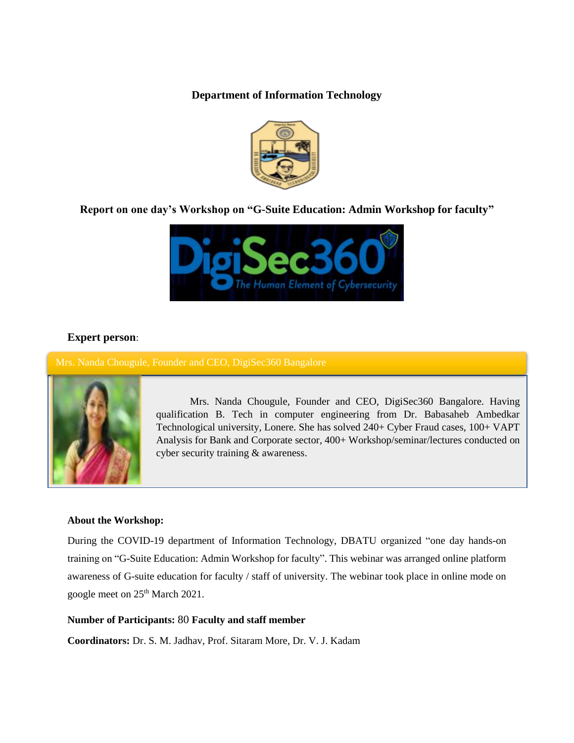# Department of Information Technology

## Report on one day's Workshop on "G-Suite Education: Admin Workshop for faculty"

**Expert person**:

Mrs. Nanda Chougule, Founder and CEO, DigiSec360 Bangalore

Mrs. Nanda Chougule, Founder and CEO, DigiSec360 Bangalore. Having qualification B. Tech in computer engineering from Dr. Babasaheb Ambedkar Technological university, Lonere. She has solved 240+ Cyber Fraud cases, 100+ VAPT Analysis for Bank and Corporate sector, 400+ Workshop/seminar/lectures conducted on cyber security training & awareness.

**About the Workshop:**

During the COVID-19 department of Information Technology, DBATU organized "one day hands-on training on "G-Suite Education: Admin Workshop for faculty". This webinar was arranged online platform awareness of G-suite education for faculty / staff of university. The webinar took place in online mode on google meet on 25th March 2021.

**Number of Participants:** 80 **Faculty and staff member**

**Coordinators:** Dr. S. M. Jadhav, Prof. Sitaram More, Dr. V. J. Kadam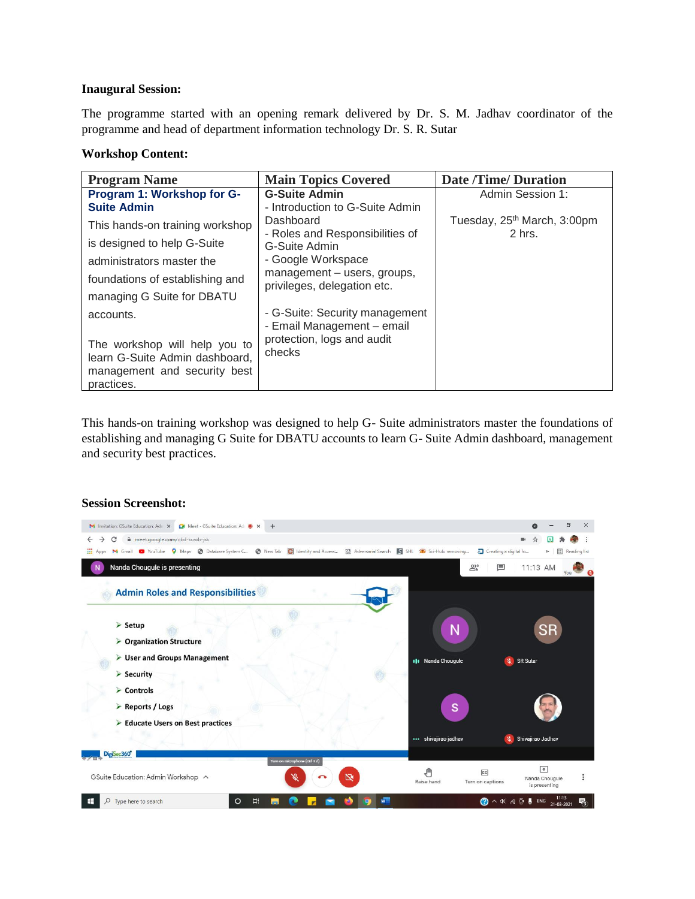**Inaugural Session:**

The programme started with an opening remark delivered by Dr. S. M. Jadhav coordinator of the programme and head of department information technology Dr. S. R. Sutar

**Workshop Content:**

| Program Name | Main Topics Covered | Date /Time/ Duration |
|---|---|---|
| **Program 1: Workshop for G-Suite Admin**<br>This hands-on training workshop is designed to help G-Suite administrators master the foundations of establishing and managing G Suite for DBATU accounts.<br><br>The workshop will help you to learn G-Suite Admin dashboard, management and security best practices. | **G-Suite Admin**<br>- Introduction to G-Suite Admin Dashboard<br>- Roles and Responsibilities of G-Suite Admin<br>- Google Workspace management – users, groups, privileges, delegation etc.<br><br>- G-Suite: Security management<br>- Email Management – email protection, logs and audit checks | Admin Session 1:<br><br>Tuesday, 25th March, 3:00pm<br>2 hrs. |

This hands-on training workshop was designed to help G- Suite administrators master the foundations of establishing and managing G Suite for DBATU accounts to learn G- Suite Admin dashboard, management and security best practices.

**Session Screenshot:**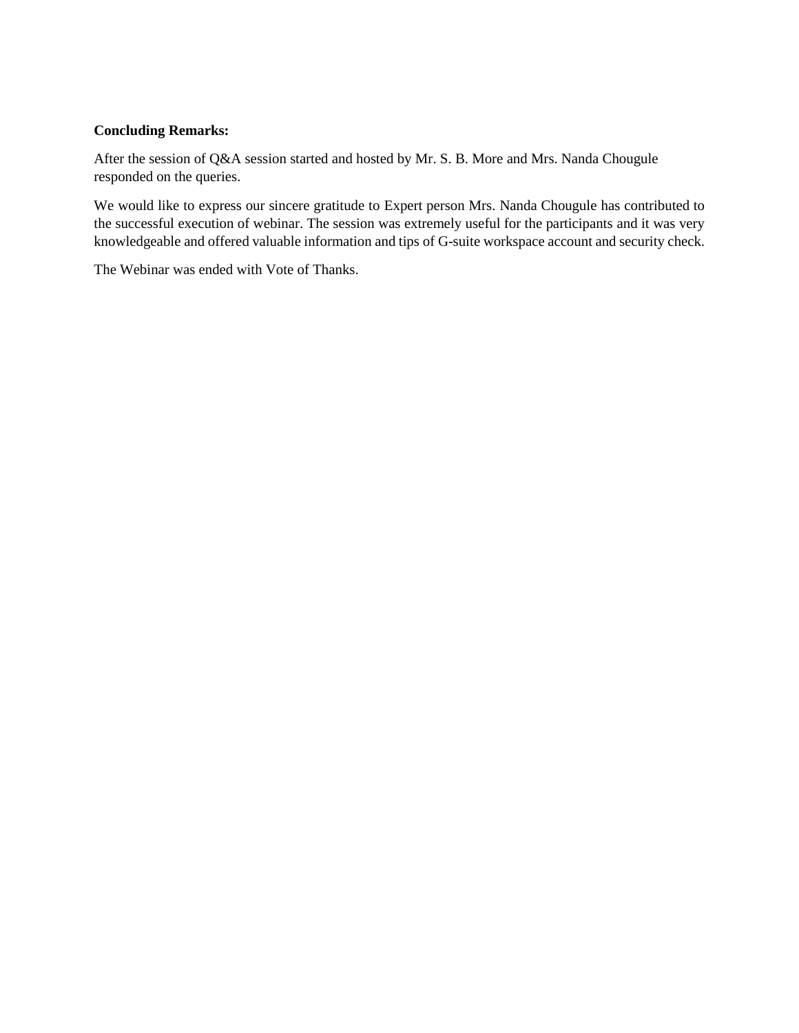**Concluding Remarks:**

After the session of Q&A session started and hosted by Mr. S. B. More and Mrs. Nanda Chougule responded on the queries.

We would like to express our sincere gratitude to Expert person Mrs. Nanda Chougule has contributed to the successful execution of webinar. The session was extremely useful for the participants and it was very knowledgeable and offered valuable information and tips of G-suite workspace account and security check.

The Webinar was ended with Vote of Thanks.